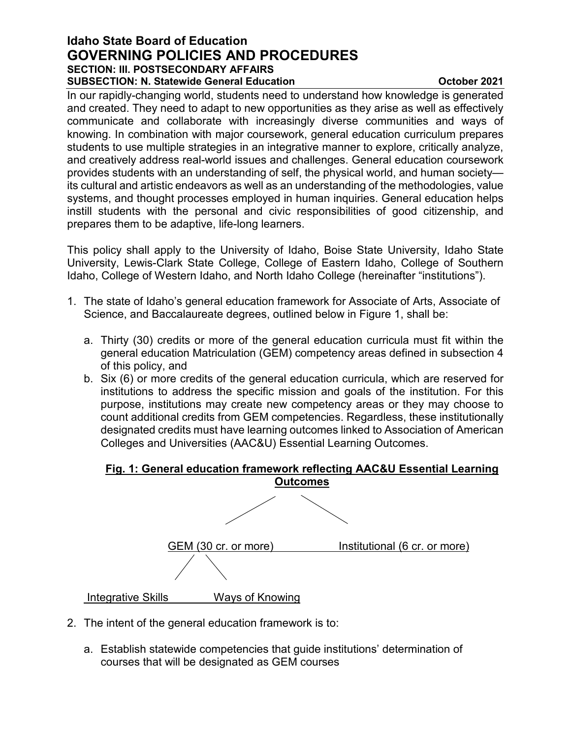# Idaho State Board of Education
# GOVERNING POLICIES AND PROCEDURES

**SECTION: III. POSTSECONDARY AFFAIRS**
**SUBSECTION: N. Statewide General Education** **October 2021**

In our rapidly-changing world, students need to understand how knowledge is generated and created. They need to adapt to new opportunities as they arise as well as effectively communicate and collaborate with increasingly diverse communities and ways of knowing. In combination with major coursework, general education curriculum prepares students to use multiple strategies in an integrative manner to explore, critically analyze, and creatively address real-world issues and challenges. General education coursework provides students with an understanding of self, the physical world, and human society—its cultural and artistic endeavors as well as an understanding of the methodologies, value systems, and thought processes employed in human inquiries. General education helps instill students with the personal and civic responsibilities of good citizenship, and prepares them to be adaptive, life-long learners.

This policy shall apply to the University of Idaho, Boise State University, Idaho State University, Lewis-Clark State College, College of Eastern Idaho, College of Southern Idaho, College of Western Idaho, and North Idaho College (hereinafter "institutions").

1. The state of Idaho's general education framework for Associate of Arts, Associate of Science, and Baccalaureate degrees, outlined below in Figure 1, shall be:

   a. Thirty (30) credits or more of the general education curricula must fit within the general education Matriculation (GEM) competency areas defined in subsection 4 of this policy, and
   b. Six (6) or more credits of the general education curricula, which are reserved for institutions to address the specific mission and goals of the institution. For this purpose, institutions may create new competency areas or they may choose to count additional credits from GEM competencies. Regardless, these institutionally designated credits must have learning outcomes linked to Association of American Colleges and Universities (AAC&U) Essential Learning Outcomes.

**Fig. 1: General education framework reflecting AAC&U Essential Learning Outcomes**

- GEM (30 cr. or more)
  - Integrative Skills
  - Ways of Knowing
- Institutional (6 cr. or more)

2. The intent of the general education framework is to:

   a. Establish statewide competencies that guide institutions' determination of courses that will be designated as GEM courses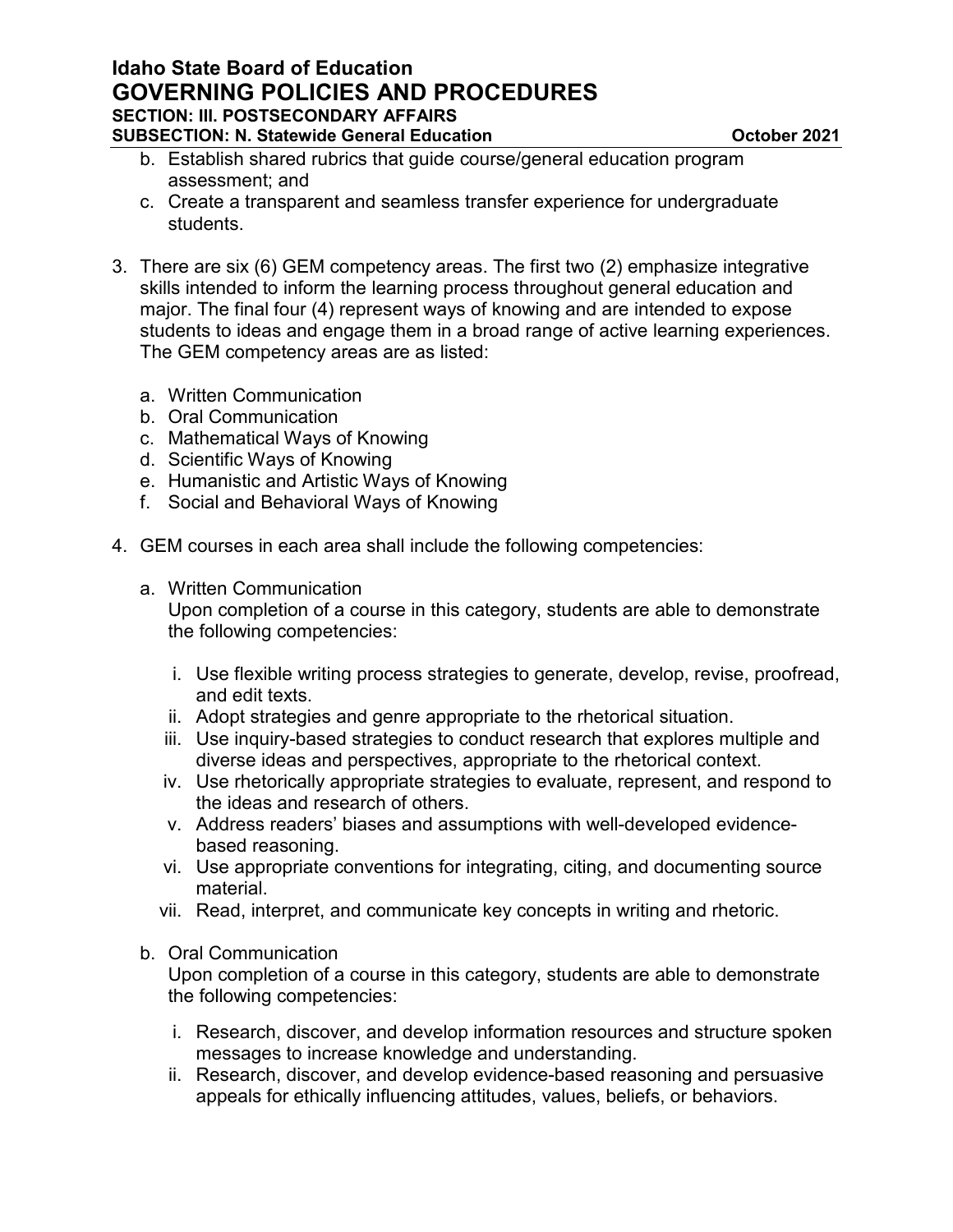b. Establish shared rubrics that guide course/general education program assessment; and
   c. Create a transparent and seamless transfer experience for undergraduate students.

3. There are six (6) GEM competency areas. The first two (2) emphasize integrative skills intended to inform the learning process throughout general education and major. The final four (4) represent ways of knowing and are intended to expose students to ideas and engage them in a broad range of active learning experiences. The GEM competency areas are as listed:

   a. Written Communication
   b. Oral Communication
   c. Mathematical Ways of Knowing
   d. Scientific Ways of Knowing
   e. Humanistic and Artistic Ways of Knowing
   f. Social and Behavioral Ways of Knowing

4. GEM courses in each area shall include the following competencies:

   a. Written Communication
      Upon completion of a course in this category, students are able to demonstrate the following competencies:

      i. Use flexible writing process strategies to generate, develop, revise, proofread, and edit texts.
      ii. Adopt strategies and genre appropriate to the rhetorical situation.
      iii. Use inquiry-based strategies to conduct research that explores multiple and diverse ideas and perspectives, appropriate to the rhetorical context.
      iv. Use rhetorically appropriate strategies to evaluate, represent, and respond to the ideas and research of others.
      v. Address readers' biases and assumptions with well-developed evidence-based reasoning.
      vi. Use appropriate conventions for integrating, citing, and documenting source material.
      vii. Read, interpret, and communicate key concepts in writing and rhetoric.

   b. Oral Communication
      Upon completion of a course in this category, students are able to demonstrate the following competencies:

      i. Research, discover, and develop information resources and structure spoken messages to increase knowledge and understanding.
      ii. Research, discover, and develop evidence-based reasoning and persuasive appeals for ethically influencing attitudes, values, beliefs, or behaviors.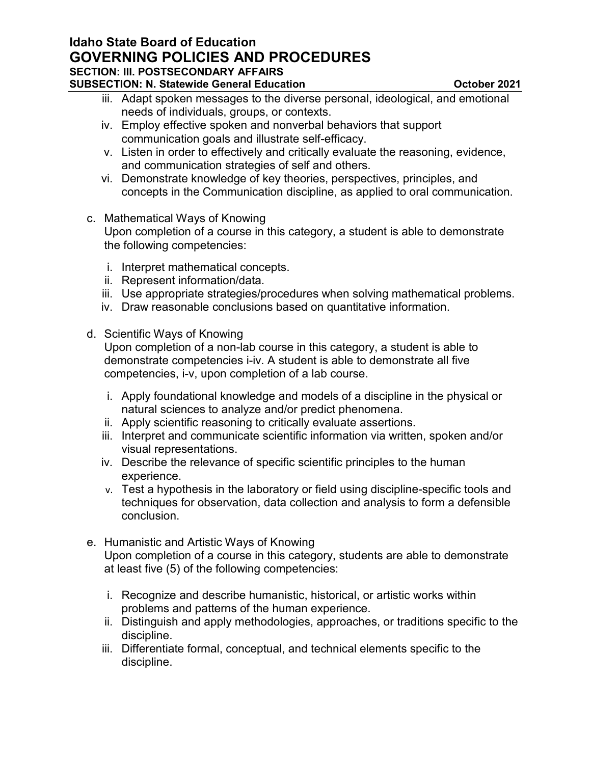iii. Adapt spoken messages to the diverse personal, ideological, and emotional needs of individuals, groups, or contexts.
iv. Employ effective spoken and nonverbal behaviors that support communication goals and illustrate self-efficacy.
v. Listen in order to effectively and critically evaluate the reasoning, evidence, and communication strategies of self and others.
vi. Demonstrate knowledge of key theories, perspectives, principles, and concepts in the Communication discipline, as applied to oral communication.

c. Mathematical Ways of Knowing
Upon completion of a course in this category, a student is able to demonstrate the following competencies:

i. Interpret mathematical concepts.
ii. Represent information/data.
iii. Use appropriate strategies/procedures when solving mathematical problems.
iv. Draw reasonable conclusions based on quantitative information.

d. Scientific Ways of Knowing
Upon completion of a non-lab course in this category, a student is able to demonstrate competencies i-iv. A student is able to demonstrate all five competencies, i-v, upon completion of a lab course.

i. Apply foundational knowledge and models of a discipline in the physical or natural sciences to analyze and/or predict phenomena.
ii. Apply scientific reasoning to critically evaluate assertions.
iii. Interpret and communicate scientific information via written, spoken and/or visual representations.
iv. Describe the relevance of specific scientific principles to the human experience.
v. Test a hypothesis in the laboratory or field using discipline-specific tools and techniques for observation, data collection and analysis to form a defensible conclusion.

e. Humanistic and Artistic Ways of Knowing
Upon completion of a course in this category, students are able to demonstrate at least five (5) of the following competencies:

i. Recognize and describe humanistic, historical, or artistic works within problems and patterns of the human experience.
ii. Distinguish and apply methodologies, approaches, or traditions specific to the discipline.
iii. Differentiate formal, conceptual, and technical elements specific to the discipline.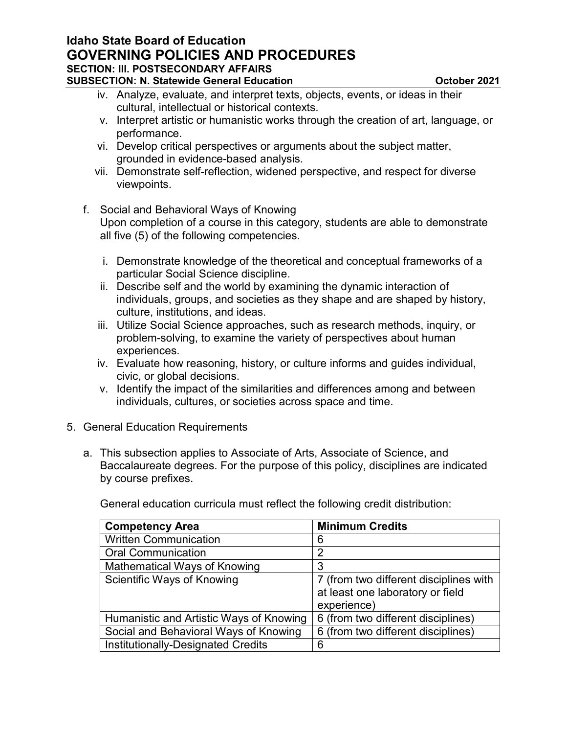iv. Analyze, evaluate, and interpret texts, objects, events, or ideas in their cultural, intellectual or historical contexts.
v. Interpret artistic or humanistic works through the creation of art, language, or performance.
vi. Develop critical perspectives or arguments about the subject matter, grounded in evidence-based analysis.
vii. Demonstrate self-reflection, widened perspective, and respect for diverse viewpoints.

f. Social and Behavioral Ways of Knowing

Upon completion of a course in this category, students are able to demonstrate all five (5) of the following competencies.

i. Demonstrate knowledge of the theoretical and conceptual frameworks of a particular Social Science discipline.
ii. Describe self and the world by examining the dynamic interaction of individuals, groups, and societies as they shape and are shaped by history, culture, institutions, and ideas.
iii. Utilize Social Science approaches, such as research methods, inquiry, or problem-solving, to examine the variety of perspectives about human experiences.
iv. Evaluate how reasoning, history, or culture informs and guides individual, civic, or global decisions.
v. Identify the impact of the similarities and differences among and between individuals, cultures, or societies across space and time.

5. General Education Requirements

a. This subsection applies to Associate of Arts, Associate of Science, and Baccalaureate degrees. For the purpose of this policy, disciplines are indicated by course prefixes.

General education curricula must reflect the following credit distribution:

| Competency Area | Minimum Credits |
|---|---|
| Written Communication | 6 |
| Oral Communication | 2 |
| Mathematical Ways of Knowing | 3 |
| Scientific Ways of Knowing | 7 (from two different disciplines with at least one laboratory or field experience) |
| Humanistic and Artistic Ways of Knowing | 6 (from two different disciplines) |
| Social and Behavioral Ways of Knowing | 6 (from two different disciplines) |
| Institutionally-Designated Credits | 6 |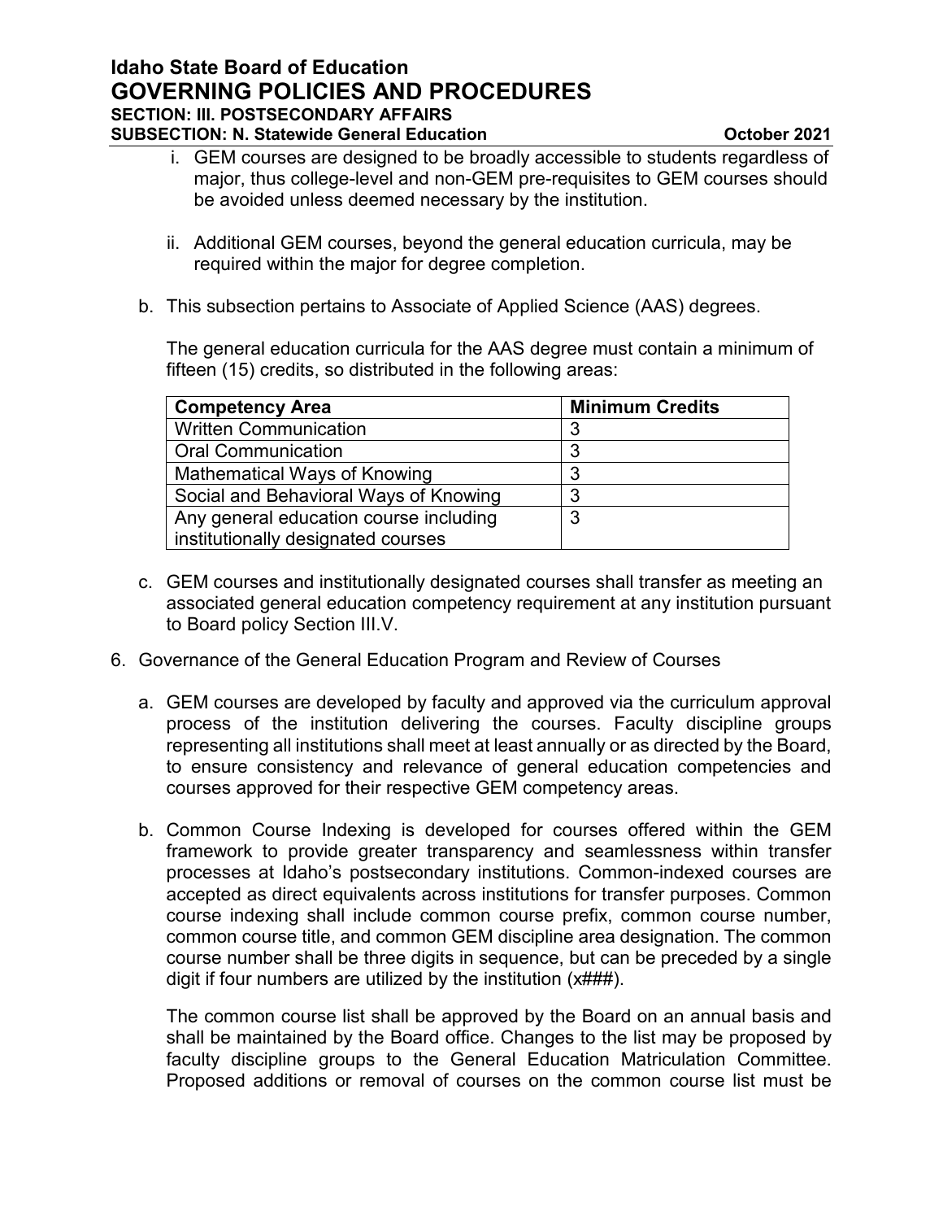i. GEM courses are designed to be broadly accessible to students regardless of major, thus college-level and non-GEM pre-requisites to GEM courses should be avoided unless deemed necessary by the institution.

ii. Additional GEM courses, beyond the general education curricula, may be required within the major for degree completion.

b. This subsection pertains to Associate of Applied Science (AAS) degrees.

The general education curricula for the AAS degree must contain a minimum of fifteen (15) credits, so distributed in the following areas:

| Competency Area | Minimum Credits |
|---|---|
| Written Communication | 3 |
| Oral Communication | 3 |
| Mathematical Ways of Knowing | 3 |
| Social and Behavioral Ways of Knowing | 3 |
| Any general education course including institutionally designated courses | 3 |

c. GEM courses and institutionally designated courses shall transfer as meeting an associated general education competency requirement at any institution pursuant to Board policy Section III.V.

6. Governance of the General Education Program and Review of Courses

a. GEM courses are developed by faculty and approved via the curriculum approval process of the institution delivering the courses. Faculty discipline groups representing all institutions shall meet at least annually or as directed by the Board, to ensure consistency and relevance of general education competencies and courses approved for their respective GEM competency areas.

b. Common Course Indexing is developed for courses offered within the GEM framework to provide greater transparency and seamlessness within transfer processes at Idaho's postsecondary institutions. Common-indexed courses are accepted as direct equivalents across institutions for transfer purposes. Common course indexing shall include common course prefix, common course number, common course title, and common GEM discipline area designation. The common course number shall be three digits in sequence, but can be preceded by a single digit if four numbers are utilized by the institution (x###).

The common course list shall be approved by the Board on an annual basis and shall be maintained by the Board office. Changes to the list may be proposed by faculty discipline groups to the General Education Matriculation Committee. Proposed additions or removal of courses on the common course list must be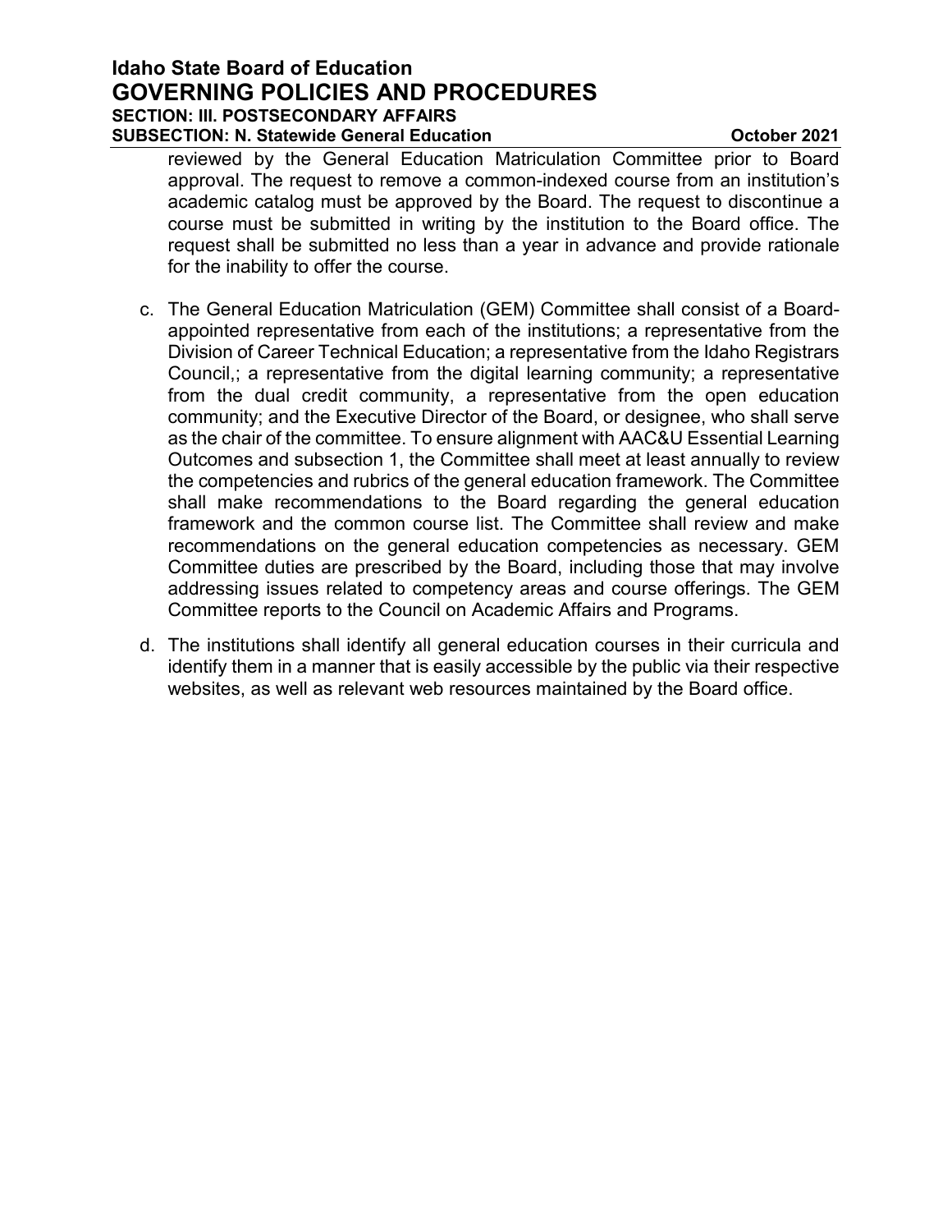reviewed by the General Education Matriculation Committee prior to Board approval. The request to remove a common-indexed course from an institution's academic catalog must be approved by the Board. The request to discontinue a course must be submitted in writing by the institution to the Board office. The request shall be submitted no less than a year in advance and provide rationale for the inability to offer the course.

c. The General Education Matriculation (GEM) Committee shall consist of a Board-appointed representative from each of the institutions; a representative from the Division of Career Technical Education; a representative from the Idaho Registrars Council,; a representative from the digital learning community; a representative from the dual credit community, a representative from the open education community; and the Executive Director of the Board, or designee, who shall serve as the chair of the committee. To ensure alignment with AAC&U Essential Learning Outcomes and subsection 1, the Committee shall meet at least annually to review the competencies and rubrics of the general education framework. The Committee shall make recommendations to the Board regarding the general education framework and the common course list. The Committee shall review and make recommendations on the general education competencies as necessary. GEM Committee duties are prescribed by the Board, including those that may involve addressing issues related to competency areas and course offerings. The GEM Committee reports to the Council on Academic Affairs and Programs.

d. The institutions shall identify all general education courses in their curricula and identify them in a manner that is easily accessible by the public via their respective websites, as well as relevant web resources maintained by the Board office.